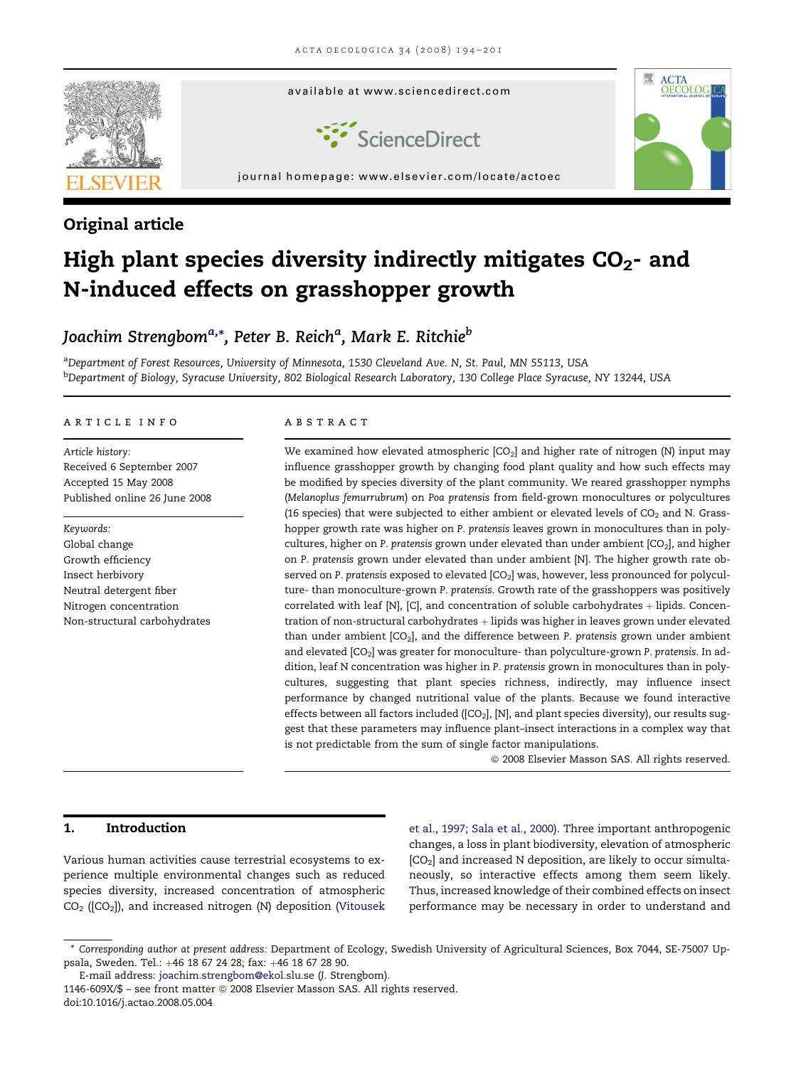## Original article

# High plant species diversity indirectly mitigates $CO_2$- and N-induced effects on grasshopper growth

*Joachim Strengbom*[a,*], *Peter B. Reich*[a], *Mark E. Ritchie*[b]

[a]Department of Forest Resources, University of Minnesota, 1530 Cleveland Ave. N, St. Paul, MN 55113, USA
[b]Department of Biology, Syracuse University, 802 Biological Research Laboratory, 130 College Place Syracuse, NY 13244, USA

### ARTICLE INFO

*Article history:*
Received 6 September 2007
Accepted 15 May 2008
Published online 26 June 2008

*Keywords:*
Global change
Growth efficiency
Insect herbivory
Neutral detergent fiber
Nitrogen concentration
Non-structural carbohydrates

### ABSTRACT

We examined how elevated atmospheric [$CO_2$] and higher rate of nitrogen (N) input may influence grasshopper growth by changing food plant quality and how such effects may be modified by species diversity of the plant community. We reared grasshopper nymphs (*Melanoplus femurrubrum*) on *Poa pratensis* from field-grown monocultures or polycultures (16 species) that were subjected to either ambient or elevated levels of $CO_2$ and N. Grasshopper growth rate was higher on *P. pratensis* leaves grown in monocultures than in polycultures, higher on *P. pratensis* grown under elevated than under ambient [$CO_2$], and higher on *P. pratensis* grown under elevated than under ambient [N]. The higher growth rate observed on *P. pratensis* exposed to elevated [$CO_2$] was, however, less pronounced for polyculture- than monoculture-grown *P. pratensis*. Growth rate of the grasshoppers was positively correlated with leaf [N], [C], and concentration of soluble carbohydrates + lipids. Concentration of non-structural carbohydrates + lipids was higher in leaves grown under elevated than under ambient [$CO_2$], and the difference between *P. pratensis* grown under ambient and elevated [$CO_2$] was greater for monoculture- than polyculture-grown *P. pratensis*. In addition, leaf N concentration was higher in *P. pratensis* grown in monocultures than in polycultures, suggesting that plant species richness, indirectly, may influence insect performance by changed nutritional value of the plants. Because we found interactive effects between all factors included ([$CO_2$], [N], and plant species diversity), our results suggest that these parameters may influence plant–insect interactions in a complex way that is not predictable from the sum of single factor manipulations.

© 2008 Elsevier Masson SAS. All rights reserved.

## 1. Introduction

Various human activities cause terrestrial ecosystems to experience multiple environmental changes such as reduced species diversity, increased concentration of atmospheric $CO_2$ ([$CO_2$]), and increased nitrogen (N) deposition (Vitousek et al., 1997; Sala et al., 2000). Three important anthropogenic changes, a loss in plant biodiversity, elevation of atmospheric [$CO_2$] and increased N deposition, are likely to occur simultaneously, so interactive effects among them seem likely. Thus, increased knowledge of their combined effects on insect performance may be necessary in order to understand and

\* *Corresponding author at present address:* Department of Ecology, Swedish University of Agricultural Sciences, Box 7044, SE-75007 Uppsala, Sweden. Tel.: +46 18 67 24 28; fax: +46 18 67 28 90.
E-mail address: joachim.strengbom@ekol.slu.se (J. Strengbom).
1146-609X/$ – see front matter © 2008 Elsevier Masson SAS. All rights reserved.
doi:10.1016/j.actao.2008.05.004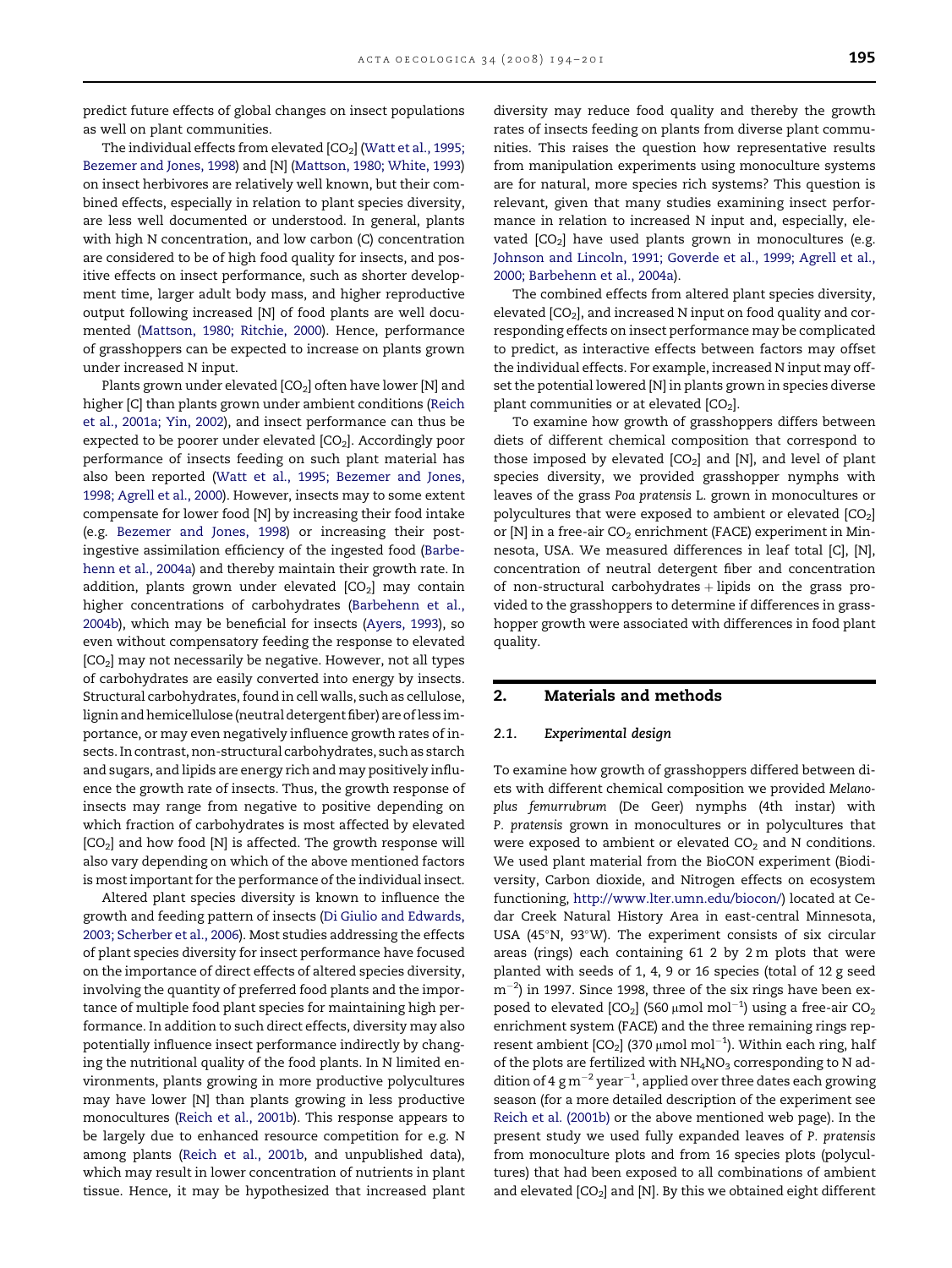predict future effects of global changes on insect populations as well on plant communities.

The individual effects from elevated [$CO_2$] (Watt et al., 1995; Bezemer and Jones, 1998) and [N] (Mattson, 1980; White, 1993) on insect herbivores are relatively well known, but their combined effects, especially in relation to plant species diversity, are less well documented or understood. In general, plants with high N concentration, and low carbon (C) concentration are considered to be of high food quality for insects, and positive effects on insect performance, such as shorter development time, larger adult body mass, and higher reproductive output following increased [N] of food plants are well documented (Mattson, 1980; Ritchie, 2000). Hence, performance of grasshoppers can be expected to increase on plants grown under increased N input.

Plants grown under elevated [$CO_2$] often have lower [N] and higher [C] than plants grown under ambient conditions (Reich et al., 2001a; Yin, 2002), and insect performance can thus be expected to be poorer under elevated [$CO_2$]. Accordingly poor performance of insects feeding on such plant material has also been reported (Watt et al., 1995; Bezemer and Jones, 1998; Agrell et al., 2000). However, insects may to some extent compensate for lower food [N] by increasing their food intake (e.g. Bezemer and Jones, 1998) or increasing their post-ingestive assimilation efficiency of the ingested food (Barbehenn et al., 2004a) and thereby maintain their growth rate. In addition, plants grown under elevated [$CO_2$] may contain higher concentrations of carbohydrates (Barbehenn et al., 2004b), which may be beneficial for insects (Ayers, 1993), so even without compensatory feeding the response to elevated [$CO_2$] may not necessarily be negative. However, not all types of carbohydrates are easily converted into energy by insects. Structural carbohydrates, found in cell walls, such as cellulose, lignin and hemicellulose (neutral detergent fiber) are of less importance, or may even negatively influence growth rates of insects. In contrast, non-structural carbohydrates, such as starch and sugars, and lipids are energy rich and may positively influence the growth rate of insects. Thus, the growth response of insects may range from negative to positive depending on which fraction of carbohydrates is most affected by elevated [$CO_2$] and how food [N] is affected. The growth response will also vary depending on which of the above mentioned factors is most important for the performance of the individual insect.

Altered plant species diversity is known to influence the growth and feeding pattern of insects (Di Giulio and Edwards, 2003; Scherber et al., 2006). Most studies addressing the effects of plant species diversity for insect performance have focused on the importance of direct effects of altered species diversity, involving the quantity of preferred food plants and the importance of multiple food plant species for maintaining high performance. In addition to such direct effects, diversity may also potentially influence insect performance indirectly by changing the nutritional quality of the food plants. In N limited environments, plants growing in more productive polycultures may have lower [N] than plants growing in less productive monocultures (Reich et al., 2001b). This response appears to be largely due to enhanced resource competition for e.g. N among plants (Reich et al., 2001b, and unpublished data), which may result in lower concentration of nutrients in plant tissue. Hence, it may be hypothesized that increased plant diversity may reduce food quality and thereby the growth rates of insects feeding on plants from diverse plant communities. This raises the question how representative results from manipulation experiments using monoculture systems are for natural, more species rich systems? This question is relevant, given that many studies examining insect performance in relation to increased N input and, especially, elevated [$CO_2$] have used plants grown in monocultures (e.g. Johnson and Lincoln, 1991; Goverde et al., 1999; Agrell et al., 2000; Barbehenn et al., 2004a).

The combined effects from altered plant species diversity, elevated [$CO_2$], and increased N input on food quality and corresponding effects on insect performance may be complicated to predict, as interactive effects between factors may offset the individual effects. For example, increased N input may offset the potential lowered [N] in plants grown in species diverse plant communities or at elevated [$CO_2$].

To examine how growth of grasshoppers differs between diets of different chemical composition that correspond to those imposed by elevated [$CO_2$] and [N], and level of plant species diversity, we provided grasshopper nymphs with leaves of the grass *Poa pratensis* L. grown in monocultures or polycultures that were exposed to ambient or elevated [$CO_2$] or [N] in a free-air $CO_2$ enrichment (FACE) experiment in Minnesota, USA. We measured differences in leaf total [C], [N], concentration of neutral detergent fiber and concentration of non-structural carbohydrates + lipids on the grass provided to the grasshoppers to determine if differences in grasshopper growth were associated with differences in food plant quality.

## 2. Materials and methods

### 2.1. Experimental design

To examine how growth of grasshoppers differed between diets with different chemical composition we provided *Melanoplus femurrubrum* (De Geer) nymphs (4th instar) with *P. pratensis* grown in monocultures or in polycultures that were exposed to ambient or elevated $CO_2$ and N conditions. We used plant material from the BioCON experiment (Biodiversity, Carbon dioxide, and Nitrogen effects on ecosystem functioning, http://www.lter.umn.edu/biocon/) located at Cedar Creek Natural History Area in east-central Minnesota, USA (45°N, 93°W). The experiment consists of six circular areas (rings) each containing 61 2 by 2 m plots that were planted with seeds of 1, 4, 9 or 16 species (total of 12 g seed $m^{-2}$) in 1997. Since 1998, three of the six rings have been exposed to elevated [$CO_2$] (560 $\mu$mol $mol^{-1}$) using a free-air $CO_2$ enrichment system (FACE) and the three remaining rings represent ambient [$CO_2$] (370 $\mu$mol $mol^{-1}$). Within each ring, half of the plots are fertilized with $NH_4NO_3$ corresponding to N addition of 4 g $m^{-2}$ $year^{-1}$, applied over three dates each growing season (for a more detailed description of the experiment see Reich et al. (2001b) or the above mentioned web page). In the present study we used fully expanded leaves of *P. pratensis* from monoculture plots and from 16 species plots (polycultures) that had been exposed to all combinations of ambient and elevated [$CO_2$] and [N]. By this we obtained eight different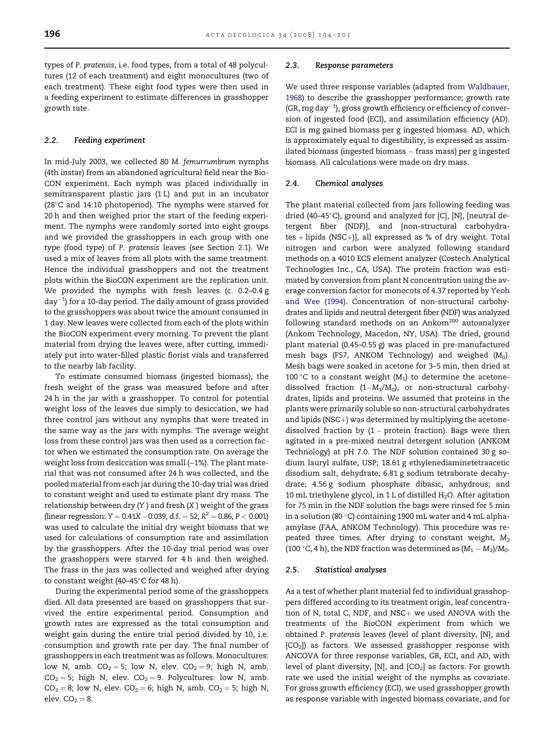types of *P. pratensis*, i.e. food types, from a total of 48 polycultures (12 of each treatment) and eight monocultures (two of each treatment). These eight food types were then used in a feeding experiment to estimate differences in grasshopper growth rate.

### 2.2. Feeding experiment

In mid-July 2003, we collected 80 *M. femurrumbrum* nymphs (4th instar) from an abandoned agricultural field near the BioCON experiment. Each nymph was placed individually in semitransparent plastic jars (1 L) and put in an incubator (28°C and 14:10 photoperiod). The nymphs were starved for 20 h and then weighed prior the start of the feeding experiment. The nymphs were randomly sorted into eight groups and we provided the grasshoppers in each group with one type (food type) of *P. pratensis* leaves (see Section 2.1). We used a mix of leaves from all plots with the same treatment. Hence the individual grasshoppers and not the treatment plots within the BioCON experiment are the replication unit. We provided the nymphs with fresh leaves (c. 0.2–0.4 g $day^{-1}$) for a 10-day period. The daily amount of grass provided to the grasshoppers was about twice the amount consumed in 1 day. New leaves were collected from each of the plots within the BioCON experiment every morning. To prevent the plant material from drying the leaves were, after cutting, immediately put into water-filled plastic florist vials and transferred to the nearby lab facility.

To estimate consumed biomass (ingested biomass), the fresh weight of the grass was measured before and after 24 h in the jar with a grasshopper. To control for potential weight loss of the leaves due simply to desiccation, we had three control jars without any nymphs that were treated in the same way as the jars with nymphs. The average weight loss from these control jars was then used as a correction factor when we estimated the consumption rate. On average the weight loss from desiccation was small (~1%). The plant material that was not consumed after 24 h was collected, and the pooled material from each jar during the 10-day trial was dried to constant weight and used to estimate plant dry mass. The relationship between dry ($Y$) and fresh ($X$) weight of the grass (linear regression: $Y = 0.41X - 0.039$, d.f. = 52, $R^2 = 0.86$, $P < 0.001$) was used to calculate the initial dry weight biomass that we used for calculations of consumption rate and assimilation by the grasshoppers. After the 10-day trial period was over the grasshoppers were starved for 4 h and then weighed. The frass in the jars was collected and weighed after drying to constant weight (40–45°C for 48 h).

During the experimental period some of the grasshoppers died. All data presented are based on grasshoppers that survived the entire experimental period. Consumption and growth rates are expressed as the total consumption and weight gain during the entire trial period divided by 10, i.e. consumption and growth rate per day. The final number of grasshoppers in each treatment was as follows. Monocultures: low N, amb. $CO_2 = 5$; low N, elev. $CO_2 = 9$; high N, amb. $CO_2 = 5$; high N, elev. $CO_2 = 9$. Polycultures: low N, amb. $CO_2 = 8$; low N, elev. $CO_2 = 6$; high N, amb. $CO_2 = 5$; high N, elev. $CO_2 = 8$.

### 2.3. Response parameters

We used three response variables (adapted from Waldbauer, 1968) to describe the grasshopper performance; growth rate (GR, mg $day^{-1}$), gross growth efficiency or efficiency of conversion of ingested food (ECI), and assimilation efficiency (AD). ECI is mg gained biomass per g ingested biomass. AD, which is approximately equal to digestibility, is expressed as assimilated biomass (ingested biomass − frass mass) per g ingested biomass. All calculations were made on dry mass.

### 2.4. Chemical analyses

The plant material collected from jars following feeding was dried (40–45°C), ground and analyzed for [C], [N], [neutral detergent fiber (NDF)], and [non-structural carbohydrates + lipids (NSC+)], all expressed as % of dry weight. Total nitrogen and carbon were analyzed following standard methods on a 4010 ECS element analyzer (Costech Analytical Technologies Inc., CA, USA). The protein fraction was estimated by conversion from plant N concentration using the average conversion factor for monocots of 4.37 reported by Yeoh and Wee (1994). Concentration of non-structural carbohydrates and lipids and neutral detergent fiber (NDF) was analyzed following standard methods on an Ankom[200] autoanalyzer (Ankom Technology, Macedon, NY, USA). The dried, ground plant material (0.45–0.55 g) was placed in pre-manufactured mesh bags (F57, ANKOM Technology) and weighed ($M_0$). Mesh bags were soaked in acetone for 3–5 min, then dried at 100 °C to a constant weight ($M_1$) to determine the acetone-dissolved fraction ($1 - M_1/M_0$), or non-structural carbohydrates, lipids and proteins. We assumed that proteins in the plants were primarily soluble so non-structural carbohydrates and lipids (NSC+) was determined by multiplying the acetone-dissolved fraction by (1 − protein fraction). Bags were then agitated in a pre-mixed neutral detergent solution (ANKOM Technology) at pH 7.0. The NDF solution contained 30 g sodium lauryl sulfate, USP; 18.61 g ethylenediaminetetraacetic disodium salt, dehydrate; 6.81 g sodium tetraborate decahydrate; 4.56 g sodium phosphate dibasic, anhydrous; and 10 mL triethylene glycol, in 1 L of distilled $H_2O$. After agitation for 75 min in the NDF solution the bags were rinsed for 5 min in a solution (80 °C) containing 1900 mL water and 4 mL alpha-amylase (FAA, ANKOM Technology). This procedure was repeated three times. After drying to constant weight, $M_2$ (100 °C, 4 h), the NDF fraction was determined as $(M_1 - M_2)/M_0$.

### 2.5. Statistical analyses

As a test of whether plant material fed to individual grasshoppers differed according to its treatment origin, leaf concentration of N, total C, NDF, and NSC+ we used ANOVA with the treatments of the BioCON experiment from which we obtained *P. pratensis* leaves (level of plant diversity, [N], and [$CO_2$]) as factors. We assessed grasshopper response with ANCOVA for three response variables, GR, ECI, and AD, with level of plant diversity, [N], and [$CO_2$] as factors. For growth rate we used the initial weight of the nymphs as covariate. For gross growth efficiency (ECI), we used grasshopper growth as response variable with ingested biomass covariate, and for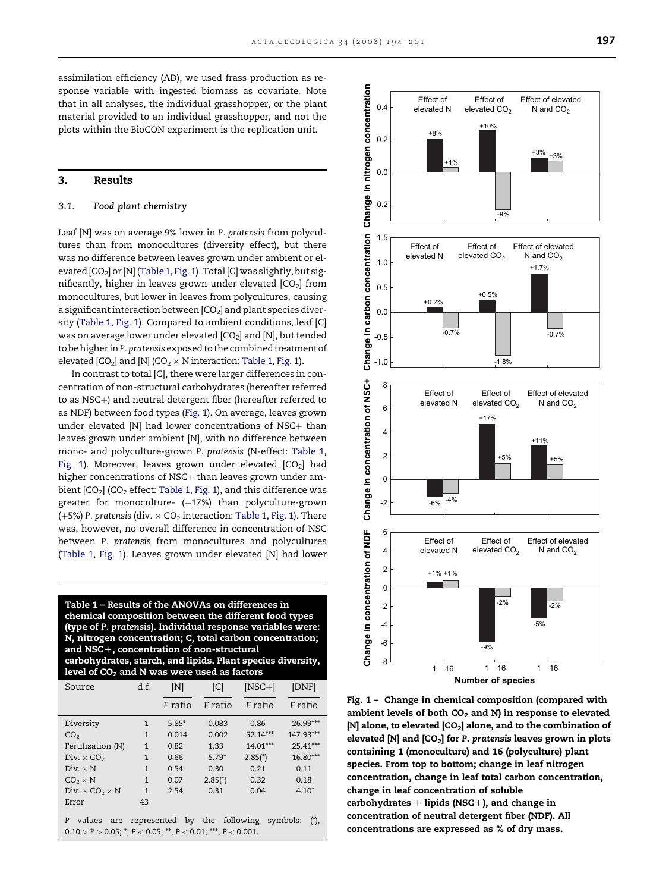assimilation efficiency (AD), we used frass production as response variable with ingested biomass as covariate. Note that in all analyses, the individual grasshopper, or the plant material provided to an individual grasshopper, and not the plots within the BioCON experiment is the replication unit.

## 3. Results

### 3.1. Food plant chemistry

Leaf [N] was on average 9% lower in *P. pratensis* from polycultures than from monocultures (diversity effect), but there was no difference between leaves grown under ambient or elevated [$CO_2$] or [N] (Table 1, Fig. 1). Total [C] was slightly, but significantly, higher in leaves grown under elevated [$CO_2$] from monocultures, but lower in leaves from polycultures, causing a significant interaction between [$CO_2$] and plant species diversity (Table 1, Fig. 1). Compared to ambient conditions, leaf [C] was on average lower under elevated [$CO_2$] and [N], but tended to be higher in *P. pratensis* exposed to the combined treatment of elevated [$CO_2$] and [N] ($CO_2 \times N$ interaction: Table 1, Fig. 1).

In contrast to total [C], there were larger differences in concentration of non-structural carbohydrates (hereafter referred to as NSC+) and neutral detergent fiber (hereafter referred to as NDF) between food types (Fig. 1). On average, leaves grown under elevated [N] had lower concentrations of NSC+ than leaves grown under ambient [N], with no difference between mono- and polyculture-grown *P. pratensis* (N-effect: Table 1, Fig. 1). Moreover, leaves grown under elevated [$CO_2$] had higher concentrations of NSC+ than leaves grown under ambient [$CO_2$] ($CO_2$ effect: Table 1, Fig. 1), and this difference was greater for monoculture- (+17%) than polyculture-grown (+5%) *P. pratensis* (div. $\times$ $CO_2$ interaction: Table 1, Fig. 1). There was, however, no overall difference in concentration of NSC between *P. pratensis* from monocultures and polycultures (Table 1, Fig. 1). Leaves grown under elevated [N] had lower

**Table 1 – Results of the ANOVAs on differences in chemical composition between the different food types (type of *P. pratensis*). Individual response variables were: N, nitrogen concentration; C, total carbon concentration; and NSC+, concentration of non-structural carbohydrates, starch, and lipids. Plant species diversity, level of $CO_2$ and N was were used as factors**

| Source | d.f. | [N] | [C] | [NSC+] | [DNF] |
|---|---|---|---|---|---|
| | | F ratio | F ratio | F ratio | F ratio |
| Diversity | 1 | 5.85* | 0.083 | 0.86 | 26.99*** |
| $CO_2$ | 1 | 0.014 | 0.002 | 52.14*** | 147.93*** |
| Fertilization (N) | 1 | 0.82 | 1.33 | 14.01*** | 25.41*** |
| Div. $\times$ $CO_2$ | 1 | 0.66 | 5.79* | 2.85(*) | 16.80*** |
| Div. $\times$ N | 1 | 0.54 | 0.30 | 0.21 | 0.11 |
| $CO_2$ $\times$ N | 1 | 0.07 | 2.85(*) | 0.32 | 0.18 |
| Div. $\times$ $CO_2$ $\times$ N | 1 | 2.54 | 0.31 | 0.04 | 4.10* |
| Error | 43 | | | | |

*P* values are represented by the following symbols: (*), $0.10 > P > 0.05$; *, $P < 0.05$; **, $P < 0.01$; ***, $P < 0.001$.

**Fig. 1 – Change in chemical composition (compared with ambient levels of both $CO_2$ and N) in response to elevated [N] alone, to elevated [$CO_2$] alone, and to the combination of elevated [N] and [$CO_2$] for *P. pratensis* leaves grown in plots containing 1 (monoculture) and 16 (polyculture) plant species. From top to bottom; change in leaf nitrogen concentration, change in leaf total carbon concentration, change in leaf concentration of soluble carbohydrates + lipids (NSC+), and change in concentration of neutral detergent fiber (NDF). All concentrations are expressed as % of dry mass.**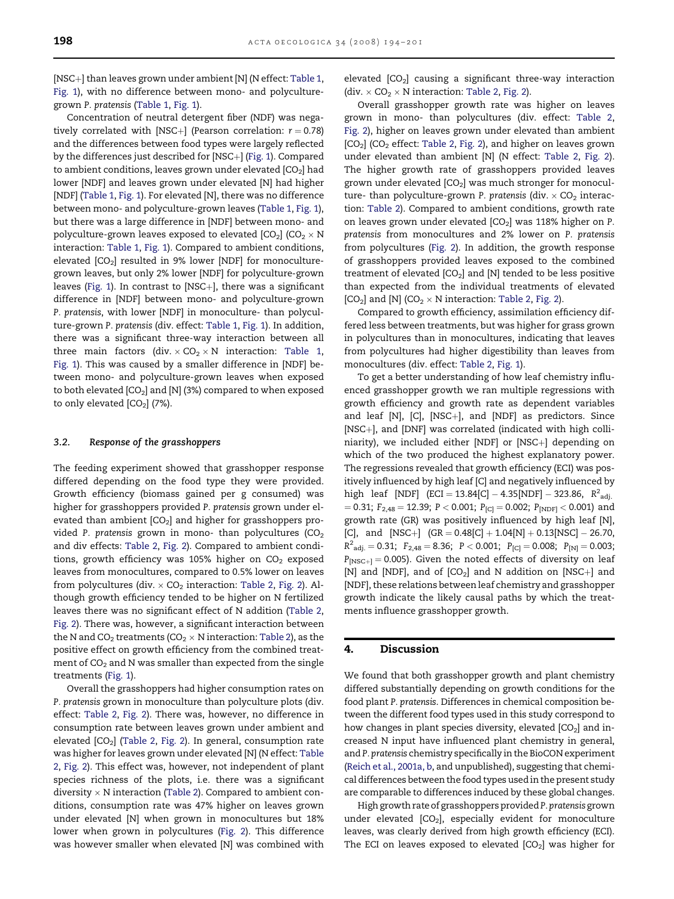[NSC+] than leaves grown under ambient [N] (N effect: Table 1, Fig. 1), with no difference between mono- and polyculture-grown *P. pratensis* (Table 1, Fig. 1).

Concentration of neutral detergent fiber (NDF) was negatively correlated with [NSC+] (Pearson correlation: $r = 0.78$) and the differences between food types were largely reflected by the differences just described for [NSC+] (Fig. 1). Compared to ambient conditions, leaves grown under elevated [$CO_2$] had lower [NDF] and leaves grown under elevated [N] had higher [NDF] (Table 1, Fig. 1). For elevated [N], there was no difference between mono- and polyculture-grown leaves (Table 1, Fig. 1), but there was a large difference in [NDF] between mono- and polyculture-grown leaves exposed to elevated [$CO_2$] ($CO_2 \times N$ interaction: Table 1, Fig. 1). Compared to ambient conditions, elevated [$CO_2$] resulted in 9% lower [NDF] for monoculture-grown leaves, but only 2% lower [NDF] for polyculture-grown leaves (Fig. 1). In contrast to [NSC+], there was a significant difference in [NDF] between mono- and polyculture-grown *P. pratensis*, with lower [NDF] in monoculture- than polyculture-grown *P. pratensis* (div. effect: Table 1, Fig. 1). In addition, there was a significant three-way interaction between all three main factors (div. $\times$ $CO_2 \times N$ interaction: Table 1, Fig. 1). This was caused by a smaller difference in [NDF] between mono- and polyculture-grown leaves when exposed to both elevated [$CO_2$] and [N] (3%) compared to when exposed to only elevated [$CO_2$] (7%).

### 3.2. Response of the grasshoppers

The feeding experiment showed that grasshopper response differed depending on the food type they were provided. Growth efficiency (biomass gained per g consumed) was higher for grasshoppers provided *P. pratensis* grown under elevated than ambient [$CO_2$] and higher for grasshoppers provided *P. pratensis* grown in mono- than polycultures ($CO_2$ and div effects: Table 2, Fig. 2). Compared to ambient conditions, growth efficiency was 105% higher on $CO_2$ exposed leaves from monocultures, compared to 0.5% lower on leaves from polycultures (div. $\times$ $CO_2$ interaction: Table 2, Fig. 2). Although growth efficiency tended to be higher on N fertilized leaves there was no significant effect of N addition (Table 2, Fig. 2). There was, however, a significant interaction between the N and $CO_2$ treatments ($CO_2 \times N$ interaction: Table 2), as the positive effect on growth efficiency from the combined treatment of $CO_2$ and N was smaller than expected from the single treatments (Fig. 1).

Overall the grasshoppers had higher consumption rates on *P. pratensis* grown in monoculture than polyculture plots (div. effect: Table 2, Fig. 2). There was, however, no difference in consumption rate between leaves grown under ambient and elevated [$CO_2$] (Table 2, Fig. 2). In general, consumption rate was higher for leaves grown under elevated [N] (N effect: Table 2, Fig. 2). This effect was, however, not independent of plant species richness of the plots, i.e. there was a significant diversity $\times$ N interaction (Table 2). Compared to ambient conditions, consumption rate was 47% higher on leaves grown under elevated [N] when grown in monocultures but 18% lower when grown in polycultures (Fig. 2). This difference was however smaller when elevated [N] was combined with elevated [$CO_2$] causing a significant three-way interaction (div. $\times$ $CO_2 \times N$ interaction: Table 2, Fig. 2).

Overall grasshopper growth rate was higher on leaves grown in mono- than polycultures (div. effect: Table 2, Fig. 2), higher on leaves grown under elevated than ambient [$CO_2$] ($CO_2$ effect: Table 2, Fig. 2), and higher on leaves grown under elevated than ambient [N] (N effect: Table 2, Fig. 2). The higher growth rate of grasshoppers provided leaves grown under elevated [$CO_2$] was much stronger for monoculture- than polyculture-grown *P. pratensis* (div. $\times$ $CO_2$ interaction: Table 2). Compared to ambient conditions, growth rate on leaves grown under elevated [$CO_2$] was 118% higher on *P. pratensis* from monocultures and 2% lower on *P. pratensis* from polycultures (Fig. 2). In addition, the growth response of grasshoppers provided leaves exposed to the combined treatment of elevated [$CO_2$] and [N] tended to be less positive than expected from the individual treatments of elevated [$CO_2$] and [N] ($CO_2 \times N$ interaction: Table 2, Fig. 2).

Compared to growth efficiency, assimilation efficiency differed less between treatments, but was higher for grass grown in polycultures than in monocultures, indicating that leaves from polycultures had higher digestibility than leaves from monocultures (div. effect: Table 2, Fig. 1).

To get a better understanding of how leaf chemistry influenced grasshopper growth we ran multiple regressions with growth efficiency and growth rate as dependent variables and leaf [N], [C], [NSC+], and [NDF] as predictors. Since [NSC+], and [DNF] was correlated (indicated with high collinarity), we included either [NDF] or [NSC+] depending on which of the two produced the highest explanatory power. The regressions revealed that growth efficiency (ECI) was positively influenced by high leaf [C] and negatively influenced by high leaf [NDF] ($ECI = 13.84[C] - 4.35[NDF] - 323.86$, $R^2_{adj.} = 0.31$; $F_{2,48} = 12.39$; $P < 0.001$; $P_{[C]} = 0.002$; $P_{[NDF]} < 0.001$) and growth rate (GR) was positively influenced by high leaf [N], [C], and [NSC+] ($GR = 0.48[C] + 1.04[N] + 0.13[NSC] - 26.70$, $R^2_{adj.} = 0.31$; $F_{2,48} = 8.36$; $P < 0.001$; $P_{[C]} = 0.008$; $P_{[N]} = 0.003$; $P_{[NSC+]} = 0.005$). Given the noted effects of diversity on leaf [N] and [NDF], and of [$CO_2$] and N addition on [NSC+] and [NDF], these relations between leaf chemistry and grasshopper growth indicate the likely causal paths by which the treatments influence grasshopper growth.

## 4. Discussion

We found that both grasshopper growth and plant chemistry differed substantially depending on growth conditions for the food plant *P. pratensis*. Differences in chemical composition between the different food types used in this study correspond to how changes in plant species diversity, elevated [$CO_2$] and increased N input have influenced plant chemistry in general, and *P. pratensis* chemistry specifically in the BioCON experiment (Reich et al., 2001a, b, and unpublished), suggesting that chemical differences between the food types used in the present study are comparable to differences induced by these global changes.

High growth rate of grasshoppers provided *P. pratensis* grown under elevated [$CO_2$], especially evident for monoculture leaves, was clearly derived from high growth efficiency (ECI). The ECI on leaves exposed to elevated [$CO_2$] was higher for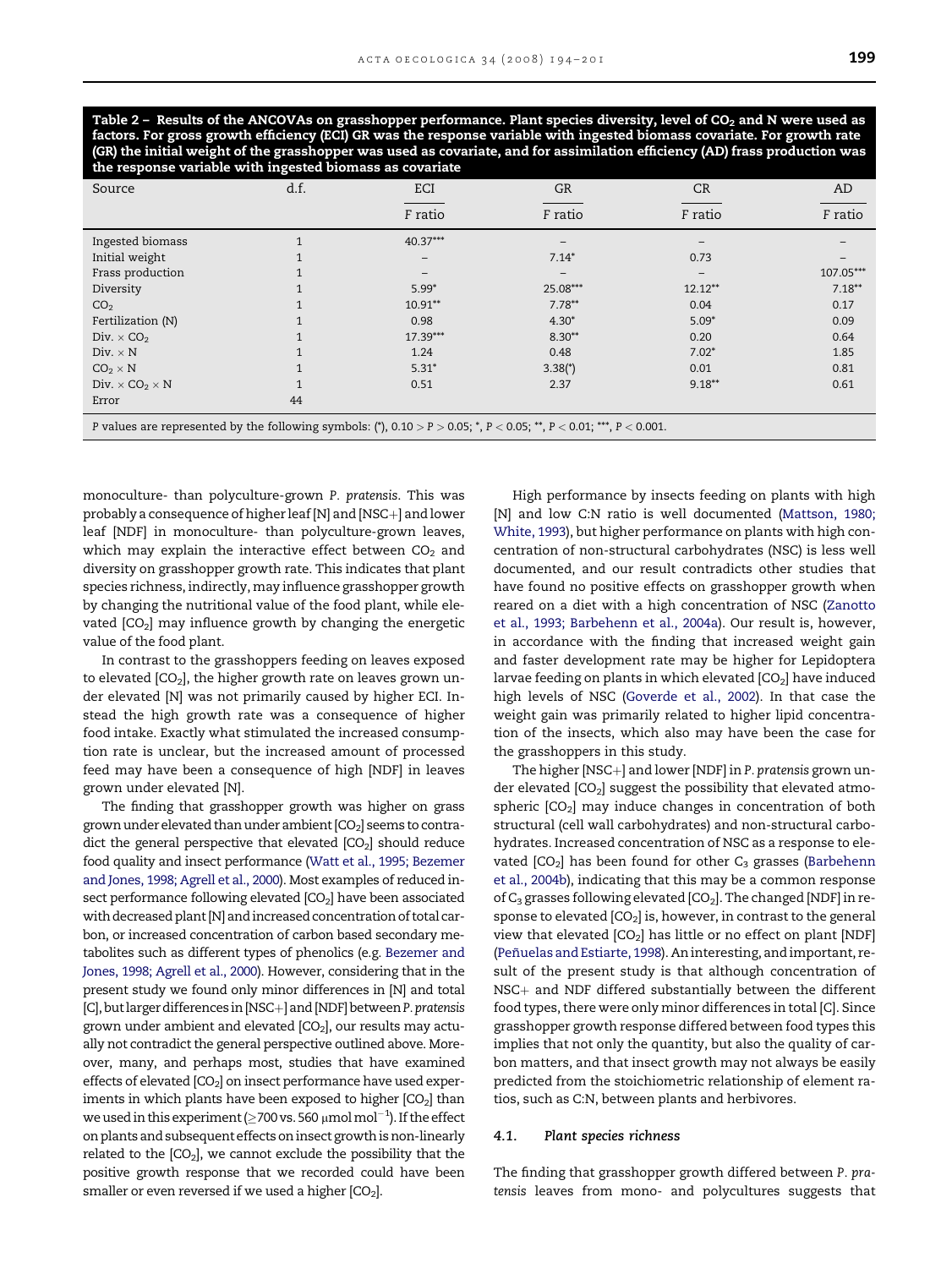**Table 2 – Results of the ANCOVAs on grasshopper performance. Plant species diversity, level of $CO_2$ and N were used as factors. For gross growth efficiency (ECI) GR was the response variable with ingested biomass covariate. For growth rate (GR) the initial weight of the grasshopper was used as covariate, and for assimilation efficiency (AD) frass production was the response variable with ingested biomass as covariate**

| Source | d.f. | ECI | GR | CR | AD |
|---|---|---|---|---|---|
| | | F ratio | F ratio | F ratio | F ratio |
| Ingested biomass | 1 | 40.37*** | – | – | – |
| Initial weight | 1 | – | 7.14* | 0.73 | – |
| Frass production | 1 | – | – | – | 107.05*** |
| Diversity | 1 | 5.99* | 25.08*** | 12.12** | 7.18** |
| $CO_2$ | 1 | 10.91** | 7.78** | 0.04 | 0.17 |
| Fertilization (N) | 1 | 0.98 | 4.30* | 5.09* | 0.09 |
| Div. × $CO_2$ | 1 | 17.39*** | 8.30** | 0.20 | 0.64 |
| Div. × N | 1 | 1.24 | 0.48 | 7.02* | 1.85 |
| $CO_2$ × N | 1 | 5.31* | 3.38(*) | 0.01 | 0.81 |
| Div. × $CO_2$ × N | 1 | 0.51 | 2.37 | 9.18** | 0.61 |
| Error | 44 | | | | |

P values are represented by the following symbols: (*), $0.10 > P > 0.05$; *, $P < 0.05$; **, $P < 0.01$; ***, $P < 0.001$.

monoculture- than polyculture-grown *P. pratensis*. This was probably a consequence of higher leaf [N] and [NSC+] and lower leaf [NDF] in monoculture- than polyculture-grown leaves, which may explain the interactive effect between $CO_2$ and diversity on grasshopper growth rate. This indicates that plant species richness, indirectly, may influence grasshopper growth by changing the nutritional value of the food plant, while elevated [$CO_2$] may influence growth by changing the energetic value of the food plant.

In contrast to the grasshoppers feeding on leaves exposed to elevated [$CO_2$], the higher growth rate on leaves grown under elevated [N] was not primarily caused by higher ECI. Instead the high growth rate was a consequence of higher food intake. Exactly what stimulated the increased consumption rate is unclear, but the increased amount of processed feed may have been a consequence of high [NDF] in leaves grown under elevated [N].

The finding that grasshopper growth was higher on grass grown under elevated than under ambient [$CO_2$] seems to contradict the general perspective that elevated [$CO_2$] should reduce food quality and insect performance (Watt et al., 1995; Bezemer and Jones, 1998; Agrell et al., 2000). Most examples of reduced insect performance following elevated [$CO_2$] have been associated with decreased plant [N] and increased concentration of total carbon, or increased concentration of carbon based secondary metabolites such as different types of phenolics (e.g. Bezemer and Jones, 1998; Agrell et al., 2000). However, considering that in the present study we found only minor differences in [N] and total [C], but larger differences in [NSC+] and [NDF] between *P. pratensis* grown under ambient and elevated [$CO_2$], our results may actually not contradict the general perspective outlined above. Moreover, many, and perhaps most, studies that have examined effects of elevated [$CO_2$] on insect performance have used experiments in which plants have been exposed to higher [$CO_2$] than we used in this experiment ($\geq$700 vs. 560 $\mu$mol mol$^{-1}$). If the effect on plants and subsequent effects on insect growth is non-linearly related to the [$CO_2$], we cannot exclude the possibility that the positive growth response that we recorded could have been smaller or even reversed if we used a higher [$CO_2$].

High performance by insects feeding on plants with high [N] and low C:N ratio is well documented (Mattson, 1980; White, 1993), but higher performance on plants with high concentration of non-structural carbohydrates (NSC) is less well documented, and our result contradicts other studies that have found no positive effects on grasshopper growth when reared on a diet with a high concentration of NSC (Zanotto et al., 1993; Barbehenn et al., 2004a). Our result is, however, in accordance with the finding that increased weight gain and faster development rate may be higher for Lepidoptera larvae feeding on plants in which elevated [$CO_2$] have induced high levels of NSC (Goverde et al., 2002). In that case the weight gain was primarily related to higher lipid concentration of the insects, which also may have been the case for the grasshoppers in this study.

The higher [NSC+] and lower [NDF] in *P. pratensis* grown under elevated [$CO_2$] suggest the possibility that elevated atmospheric [$CO_2$] may induce changes in concentration of both structural (cell wall carbohydrates) and non-structural carbohydrates. Increased concentration of NSC as a response to elevated [$CO_2$] has been found for other $C_3$ grasses (Barbehenn et al., 2004b), indicating that this may be a common response of $C_3$ grasses following elevated [$CO_2$]. The changed [NDF] in response to elevated [$CO_2$] is, however, in contrast to the general view that elevated [$CO_2$] has little or no effect on plant [NDF] (Peñuelas and Estiarte, 1998). An interesting, and important, result of the present study is that although concentration of NSC+ and NDF differed substantially between the different food types, there were only minor differences in total [C]. Since grasshopper growth response differed between food types this implies that not only the quantity, but also the quality of carbon matters, and that insect growth may not always be easily predicted from the stoichiometric relationship of element ratios, such as C:N, between plants and herbivores.

### 4.1. Plant species richness

The finding that grasshopper growth differed between *P. pratensis* leaves from mono- and polycultures suggests that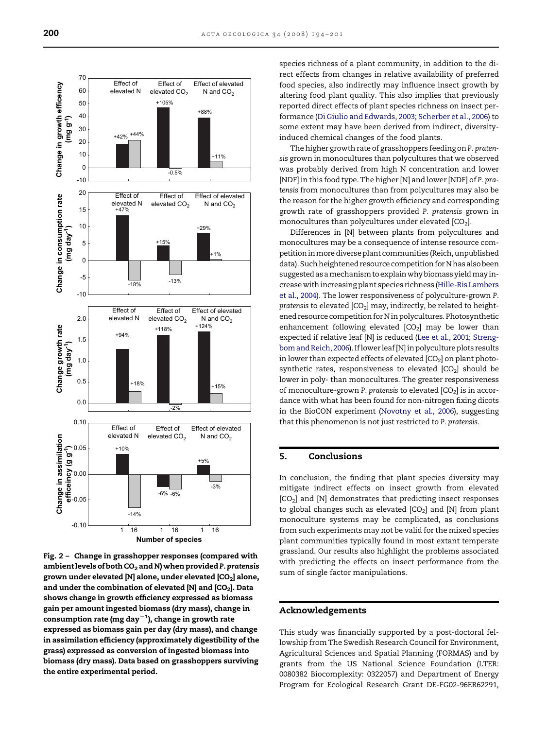Fig. 2 – Change in grasshopper responses (compared with ambient levels of both $CO_2$ and N) when provided *P. pratensis* grown under elevated [N] alone, under elevated [$CO_2$] alone, and under the combination of elevated [N] and [$CO_2$]. Data shows change in growth efficiency expressed as biomass gain per amount ingested biomass (dry mass), change in consumption rate (mg day$^{-1}$), change in growth rate expressed as biomass gain per day (dry mass), and change in assimilation efficiency (approximately digestibility of the grass) expressed as conversion of ingested biomass into biomass (dry mass). Data based on grasshoppers surviving the entire experimental period.

species richness of a plant community, in addition to the direct effects from changes in relative availability of preferred food species, also indirectly may influence insect growth by altering food plant quality. This also implies that previously reported direct effects of plant species richness on insect performance (Di Giulio and Edwards, 2003; Scherber et al., 2006) to some extent may have been derived from indirect, diversity-induced chemical changes of the food plants.

The higher growth rate of grasshoppers feeding on *P. pratensis* grown in monocultures than polycultures that we observed was probably derived from high N concentration and lower [NDF] in this food type. The higher [N] and lower [NDF] of *P. pratensis* from monocultures than from polycultures may also be the reason for the higher growth efficiency and corresponding growth rate of grasshoppers provided *P. pratensis* grown in monocultures than polycultures under elevated [$CO_2$].

Differences in [N] between plants from polycultures and monocultures may be a consequence of intense resource competition in more diverse plant communities (Reich, unpublished data). Such heightened resource competition for N has also been suggested as a mechanism to explain why biomass yield may increase with increasing plant species richness (Hille-Ris Lambers et al., 2004). The lower responsiveness of polyculture-grown *P. pratensis* to elevated [$CO_2$] may, indirectly, be related to heightened resource competition for N in polycultures. Photosynthetic enhancement following elevated [$CO_2$] may be lower than expected if relative leaf [N] is reduced (Lee et al., 2001; Strengbom and Reich, 2006). If lower leaf [N] in polyculture plots results in lower than expected effects of elevated [$CO_2$] on plant photosynthetic rates, responsiveness to elevated [$CO_2$] should be lower in poly- than monocultures. The greater responsiveness of monoculture-grown *P. pratensis* to elevated [$CO_2$] is in accordance with what has been found for non-nitrogen fixing dicots in the BioCON experiment (Novotny et al., 2006), suggesting that this phenomenon is not just restricted to *P. pratensis*.

## 5. Conclusions

In conclusion, the finding that plant species diversity may mitigate indirect effects on insect growth from elevated [$CO_2$] and [N] demonstrates that predicting insect responses to global changes such as elevated [$CO_2$] and [N] from plant monoculture systems may be complicated, as conclusions from such experiments may not be valid for the mixed species plant communities typically found in most extant temperate grassland. Our results also highlight the problems associated with predicting the effects on insect performance from the sum of single factor manipulations.

## Acknowledgements

This study was financially supported by a post-doctoral fellowship from The Swedish Research Council for Environment, Agricultural Sciences and Spatial Planning (FORMAS) and by grants from the US National Science Foundation (LTER: 0080382 Biocomplexity: 0322057) and Department of Energy Program for Ecological Research Grant DE-FG02-96ER62291,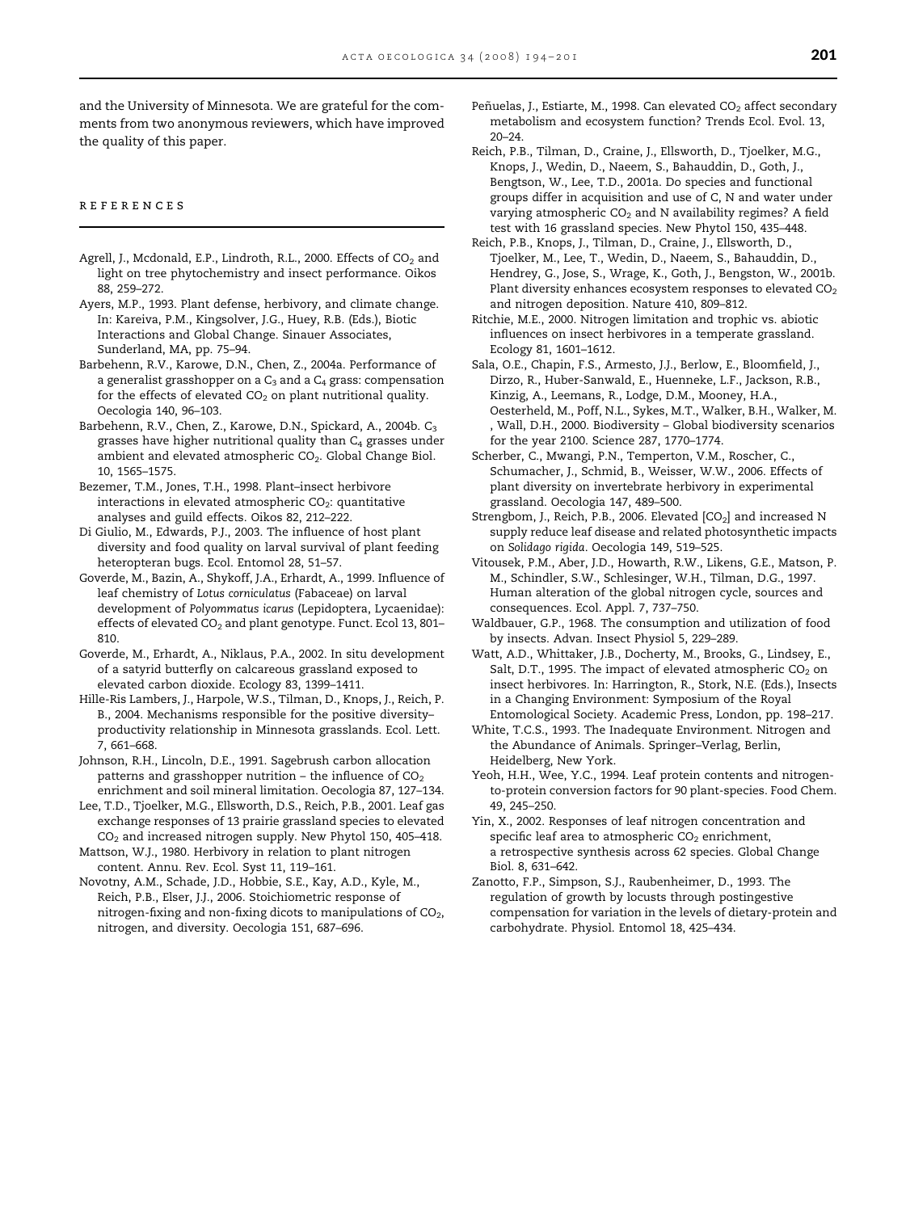and the University of Minnesota. We are grateful for the comments from two anonymous reviewers, which have improved the quality of this paper.

## REFERENCES

Agrell, J., Mcdonald, E.P., Lindroth, R.L., 2000. Effects of $CO_2$ and light on tree phytochemistry and insect performance. Oikos 88, 259–272.

Ayers, M.P., 1993. Plant defense, herbivory, and climate change. In: Kareiva, P.M., Kingsolver, J.G., Huey, R.B. (Eds.), Biotic Interactions and Global Change. Sinauer Associates, Sunderland, MA, pp. 75–94.

Barbehenn, R.V., Karowe, D.N., Chen, Z., 2004a. Performance of a generalist grasshopper on a $C_3$ and a $C_4$ grass: compensation for the effects of elevated $CO_2$ on plant nutritional quality. Oecologia 140, 96–103.

Barbehenn, R.V., Chen, Z., Karowe, D.N., Spickard, A., 2004b. $C_3$ grasses have higher nutritional quality than $C_4$ grasses under ambient and elevated atmospheric $CO_2$. Global Change Biol. 10, 1565–1575.

Bezemer, T.M., Jones, T.H., 1998. Plant–insect herbivore interactions in elevated atmospheric $CO_2$: quantitative analyses and guild effects. Oikos 82, 212–222.

Di Giulio, M., Edwards, P.J., 2003. The influence of host plant diversity and food quality on larval survival of plant feeding heteropteran bugs. Ecol. Entomol 28, 51–57.

Goverde, M., Bazin, A., Shykoff, J.A., Erhardt, A., 1999. Influence of leaf chemistry of *Lotus corniculatus* (Fabaceae) on larval development of *Polyommatus icarus* (Lepidoptera, Lycaenidae): effects of elevated $CO_2$ and plant genotype. Funct. Ecol 13, 801–810.

Goverde, M., Erhardt, A., Niklaus, P.A., 2002. In situ development of a satyrid butterfly on calcareous grassland exposed to elevated carbon dioxide. Ecology 83, 1399–1411.

Hille-Ris Lambers, J., Harpole, W.S., Tilman, D., Knops, J., Reich, P. B., 2004. Mechanisms responsible for the positive diversity–productivity relationship in Minnesota grasslands. Ecol. Lett. 7, 661–668.

Johnson, R.H., Lincoln, D.E., 1991. Sagebrush carbon allocation patterns and grasshopper nutrition – the influence of $CO_2$ enrichment and soil mineral limitation. Oecologia 87, 127–134.

Lee, T.D., Tjoelker, M.G., Ellsworth, D.S., Reich, P.B., 2001. Leaf gas exchange responses of 13 prairie grassland species to elevated $CO_2$ and increased nitrogen supply. New Phytol 150, 405–418.

Mattson, W.J., 1980. Herbivory in relation to plant nitrogen content. Annu. Rev. Ecol. Syst 11, 119–161.

Novotny, A.M., Schade, J.D., Hobbie, S.E., Kay, A.D., Kyle, M., Reich, P.B., Elser, J.J., 2006. Stoichiometric response of nitrogen-fixing and non-fixing dicots to manipulations of $CO_2$, nitrogen, and diversity. Oecologia 151, 687–696.

Peñuelas, J., Estiarte, M., 1998. Can elevated $CO_2$ affect secondary metabolism and ecosystem function? Trends Ecol. Evol. 13, 20–24.

Reich, P.B., Tilman, D., Craine, J., Ellsworth, D., Tjoelker, M.G., Knops, J., Wedin, D., Naeem, S., Bahauddin, D., Goth, J., Bengtson, W., Lee, T.D., 2001a. Do species and functional groups differ in acquisition and use of C, N and water under varying atmospheric $CO_2$ and N availability regimes? A field test with 16 grassland species. New Phytol 150, 435–448.

Reich, P.B., Knops, J., Tilman, D., Craine, J., Ellsworth, D., Tjoelker, M., Lee, T., Wedin, D., Naeem, S., Bahauddin, D., Hendrey, G., Jose, S., Wrage, K., Goth, J., Bengston, W., 2001b. Plant diversity enhances ecosystem responses to elevated $CO_2$ and nitrogen deposition. Nature 410, 809–812.

Ritchie, M.E., 2000. Nitrogen limitation and trophic vs. abiotic influences on insect herbivores in a temperate grassland. Ecology 81, 1601–1612.

Sala, O.E., Chapin, F.S., Armesto, J.J., Berlow, E., Bloomfield, J., Dirzo, R., Huber-Sanwald, E., Huenneke, L.F., Jackson, R.B., Kinzig, A., Leemans, R., Lodge, D.M., Mooney, H.A., Oesterheld, M., Poff, N.L., Sykes, M.T., Walker, B.H., Walker, M. , Wall, D.H., 2000. Biodiversity – Global biodiversity scenarios for the year 2100. Science 287, 1770–1774.

Scherber, C., Mwangi, P.N., Temperton, V.M., Roscher, C., Schumacher, J., Schmid, B., Weisser, W.W., 2006. Effects of plant diversity on invertebrate herbivory in experimental grassland. Oecologia 147, 489–500.

Strengbom, J., Reich, P.B., 2006. Elevated [$CO_2$] and increased N supply reduce leaf disease and related photosynthetic impacts on *Solidago rigida*. Oecologia 149, 519–525.

Vitousek, P.M., Aber, J.D., Howarth, R.W., Likens, G.E., Matson, P. M., Schindler, S.W., Schlesinger, W.H., Tilman, D.G., 1997. Human alteration of the global nitrogen cycle, sources and consequences. Ecol. Appl. 7, 737–750.

Waldbauer, G.P., 1968. The consumption and utilization of food by insects. Advan. Insect Physiol 5, 229–289.

Watt, A.D., Whittaker, J.B., Docherty, M., Brooks, G., Lindsey, E., Salt, D.T., 1995. The impact of elevated atmospheric $CO_2$ on insect herbivores. In: Harrington, R., Stork, N.E. (Eds.), Insects in a Changing Environment: Symposium of the Royal Entomological Society. Academic Press, London, pp. 198–217.

White, T.C.S., 1993. The Inadequate Environment. Nitrogen and the Abundance of Animals. Springer–Verlag, Berlin, Heidelberg, New York.

Yeoh, H.H., Wee, Y.C., 1994. Leaf protein contents and nitrogen-to-protein conversion factors for 90 plant-species. Food Chem. 49, 245–250.

Yin, X., 2002. Responses of leaf nitrogen concentration and specific leaf area to atmospheric $CO_2$ enrichment, a retrospective synthesis across 62 species. Global Change Biol. 8, 631–642.

Zanotto, F.P., Simpson, S.J., Raubenheimer, D., 1993. The regulation of growth by locusts through postingestive compensation for variation in the levels of dietary-protein and carbohydrate. Physiol. Entomol 18, 425–434.